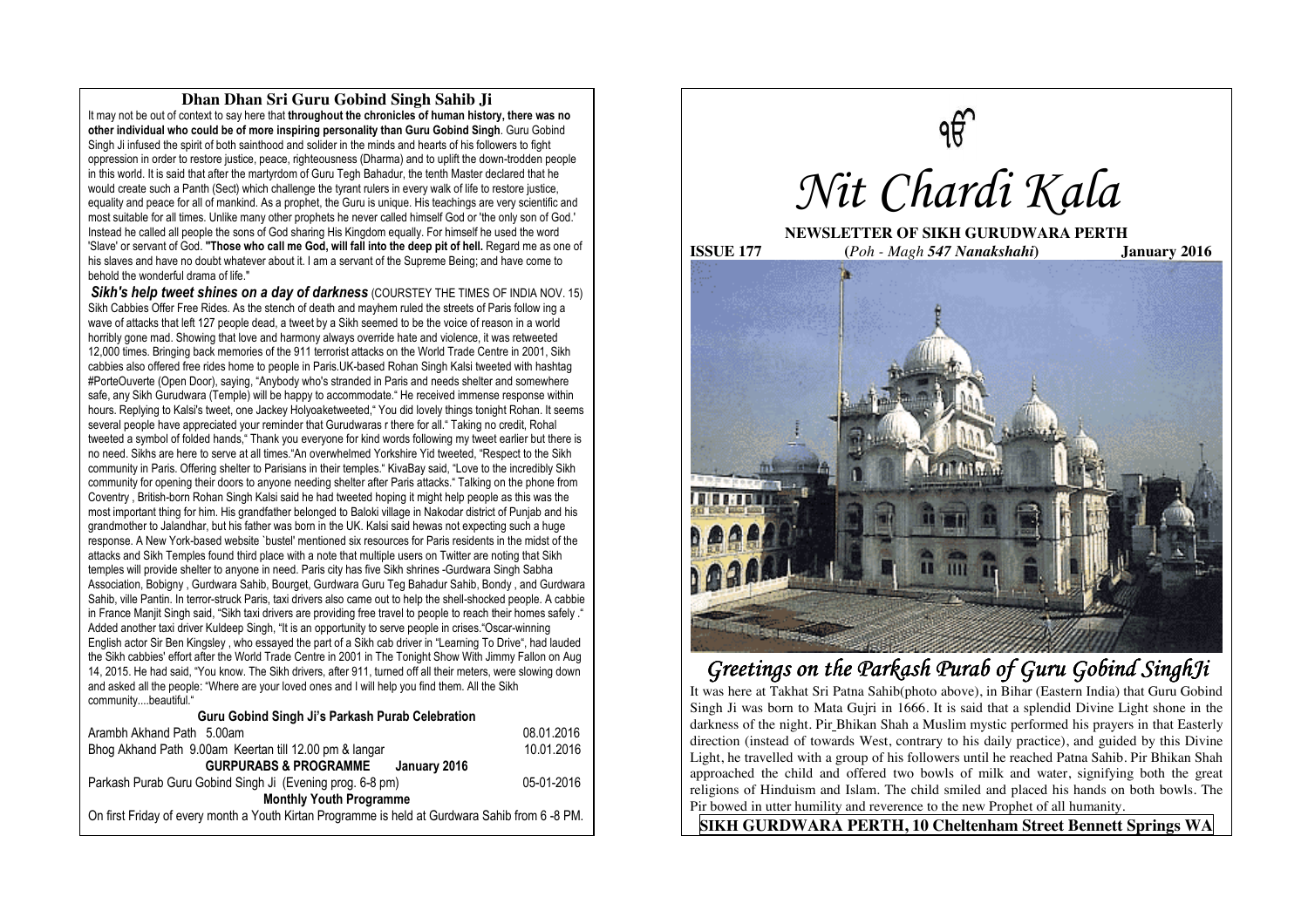## Dhan Dhan Sri Guru Gobind Singh Sahib Ji

It may not be out of context to say here that **throughout the chronicles of human history, there was no other individual who could be of more inspiring personality than Guru Gobind Singh**. Guru Gobind Singh Ji infused the spirit of both sainthood and solider in the minds and hearts of his followers to fight oppression in order to restore justice, peace, righteousness (Dharma) and to uplift the down-trodden people in this world. It is said that after the martyrdom of Guru Tegh Bahadur, the tenth Master declared that he would create such a Panth (Sect) which challenge the tyrant rulers in every walk of life to restore justice, equality and peace for all of mankind. As a prophet, the Guru is unique. His teachings are very scientific and most suitable for all times. Unlike many other prophets he never called himself God or 'the only son of God.' Instead he called all people the sons of God sharing His Kingdom equally. For himself he used the word 'Slave' or servant of God. **"Those who call me God, will fall into the deep pit of hell.** Regard me as one of his slaves and have no doubt whatever about it. I am a servant of the Supreme Being; and have come to behold the wonderful drama of life."

***Sikh's help tweet shines on a day of darkness*** (COURSTEY THE TIMES OF INDIA NOV. 15) Sikh Cabbies Offer Free Rides. As the stench of death and mayhem ruled the streets of Paris follow ing a wave of attacks that left 127 people dead, a tweet by a Sikh seemed to be the voice of reason in a world horribly gone mad. Showing that love and harmony always override hate and violence, it was retweeted 12,000 times. Bringing back memories of the 911 terrorist attacks on the World Trade Centre in 2001, Sikh cabbies also offered free rides home to people in Paris.UK-based Rohan Singh Kalsi tweeted with hashtag #PorteOuverte (Open Door), saying, "Anybody who's stranded in Paris and needs shelter and somewhere safe, any Sikh Gurudwara (Temple) will be happy to accommodate." He received immense response within hours. Replying to Kalsi's tweet, one Jackey Holyoaketweeted," You did lovely things tonight Rohan. It seems several people have appreciated your reminder that Gurudwaras r there for all." Taking no credit, Rohal tweeted a symbol of folded hands," Thank you everyone for kind words following my tweet earlier but there is no need. Sikhs are here to serve at all times."An overwhelmed Yorkshire Yid tweeted, "Respect to the Sikh community in Paris. Offering shelter to Parisians in their temples." KivaBay said, "Love to the incredibly Sikh community for opening their doors to anyone needing shelter after Paris attacks." Talking on the phone from Coventry , British-born Rohan Singh Kalsi said he had tweeted hoping it might help people as this was the most important thing for him. His grandfather belonged to Baloki village in Nakodar district of Punjab and his grandmother to Jalandhar, but his father was born in the UK. Kalsi said hewas not expecting such a huge response. A New York-based website `bustel' mentioned six resources for Paris residents in the midst of the attacks and Sikh Temples found third place with a note that multiple users on Twitter are noting that Sikh temples will provide shelter to anyone in need. Paris city has five Sikh shrines -Gurdwara Singh Sabha Association, Bobigny , Gurdwara Sahib, Bourget, Gurdwara Guru Teg Bahadur Sahib, Bondy , and Gurdwara Sahib, ville Pantin. In terror-struck Paris, taxi drivers also came out to help the shell-shocked people. A cabbie in France Manjit Singh said, "Sikh taxi drivers are providing free travel to people to reach their homes safely ." Added another taxi driver Kuldeep Singh, "It is an opportunity to serve people in crises."Oscar-winning English actor Sir Ben Kingsley , who essayed the part of a Sikh cab driver in "Learning To Drive", had lauded the Sikh cabbies' effort after the World Trade Centre in 2001 in The Tonight Show With Jimmy Fallon on Aug 14, 2015. He had said, "You know. The Sikh drivers, after 911, turned off all their meters, were slowing down and asked all the people: "Where are your loved ones and I will help you find them. All the Sikh community....beautiful."

**Guru Gobind Singh Ji's Parkash Purab Celebration**

| | |
|---|---|
| Arambh Akhand Path 5.00am | 08.01.2016 |
| Bhog Akhand Path 9.00am Keertan till 12.00 pm & langar | 10.01.2016 |

**GURPURABS & PROGRAMME January 2016**

| | |
|---|---|
| Parkash Purab Guru Gobind Singh Ji (Evening prog. 6-8 pm) | 05-01-2016 |

**Monthly Youth Programme**

On first Friday of every month a Youth Kirtan Programme is held at Gurdwara Sahib from 6 -8 PM.

ੴ

# *Nit Chardi Kala*

**NEWSLETTER OF SIKH GURUDWARA PERTH**

**ISSUE 177** (*Poh - Magh **547 Nanakshahi***) **January 2016**

## *Greetings on the Parkash Purab of Guru Gobind SinghJi*

It was here at Takhat Sri Patna Sahib(photo above), in Bihar (Eastern India) that Guru Gobind Singh Ji was born to Mata Gujri in 1666. It is said that a splendid Divine Light shone in the darkness of the night. Pir Bhikan Shah a Muslim mystic performed his prayers in that Easterly direction (instead of towards West, contrary to his daily practice), and guided by this Divine Light, he travelled with a group of his followers until he reached Patna Sahib. Pir Bhikan Shah approached the child and offered two bowls of milk and water, signifying both the great religions of Hinduism and Islam. The child smiled and placed his hands on both bowls. The Pir bowed in utter humility and reverence to the new Prophet of all humanity.

**SIKH GURDWARA PERTH, 10 Cheltenham Street Bennett Springs WA**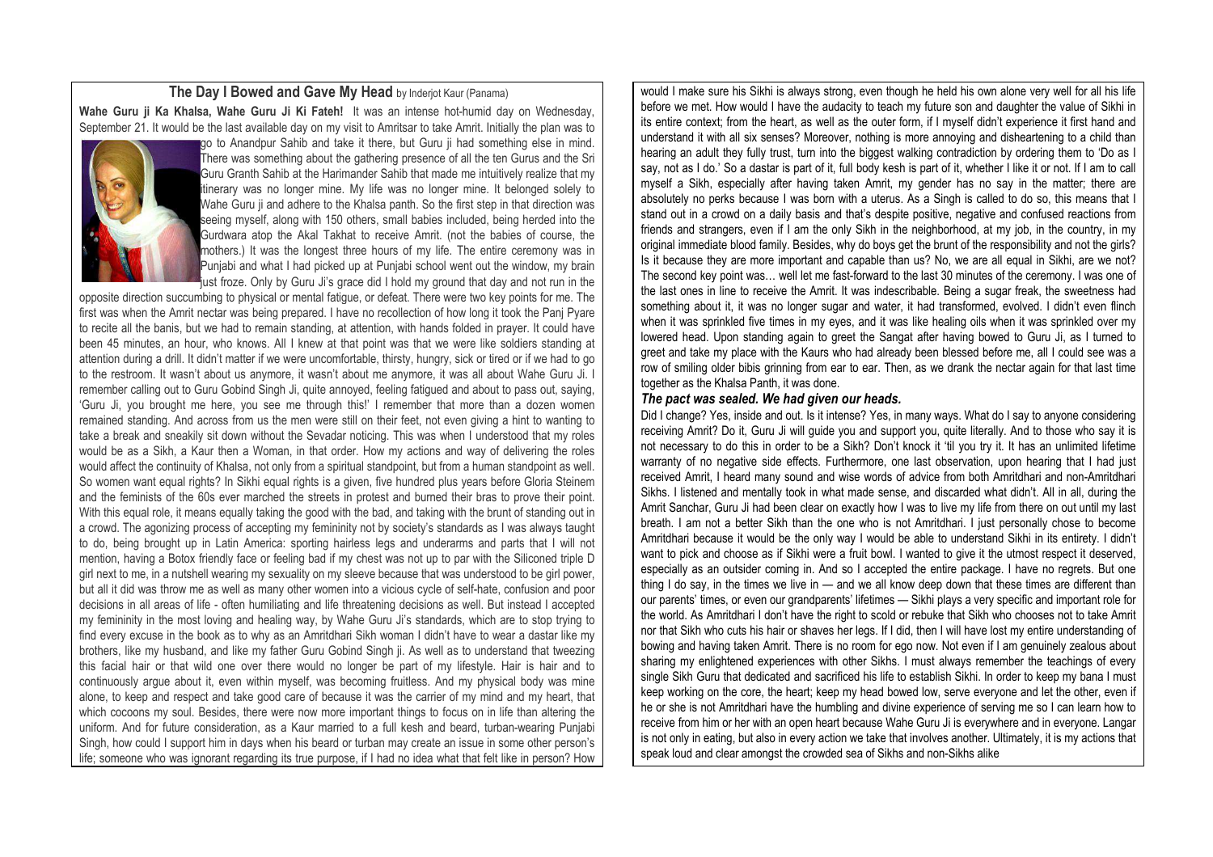## The Day I Bowed and Gave My Head by Inderjot Kaur (Panama)

**Wahe Guru ji Ka Khalsa, Wahe Guru Ji Ki Fateh!** It was an intense hot-humid day on Wednesday, September 21. It would be the last available day on my visit to Amritsar to take Amrit. Initially the plan was to go to Anandpur Sahib and take it there, but Guru ji had something else in mind. There was something about the gathering presence of all the ten Gurus and the Sri Guru Granth Sahib at the Harimander Sahib that made me intuitively realize that my itinerary was no longer mine. My life was no longer mine. It belonged solely to Wahe Guru ji and adhere to the Khalsa panth. So the first step in that direction was seeing myself, along with 150 others, small babies included, being herded into the Gurdwara atop the Akal Takhat to receive Amrit. (not the babies of course, the mothers.) It was the longest three hours of my life. The entire ceremony was in Punjabi and what I had picked up at Punjabi school went out the window, my brain just froze. Only by Guru Ji's grace did I hold my ground that day and not run in the opposite direction succumbing to physical or mental fatigue, or defeat. There were two key points for me. The first was when the Amrit nectar was being prepared. I have no recollection of how long it took the Panj Pyare to recite all the banis, but we had to remain standing, at attention, with hands folded in prayer. It could have been 45 minutes, an hour, who knows. All I knew at that point was that we were like soldiers standing at attention during a drill. It didn't matter if we were uncomfortable, thirsty, hungry, sick or tired or if we had to go to the restroom. It wasn't about us anymore, it wasn't about me anymore, it was all about Wahe Guru Ji. I remember calling out to Guru Gobind Singh Ji, quite annoyed, feeling fatigued and about to pass out, saying, 'Guru Ji, you brought me here, you see me through this!' I remember that more than a dozen women remained standing. And across from us the men were still on their feet, not even giving a hint to wanting to take a break and sneakily sit down without the Sevadar noticing. This was when I understood that my roles would be as a Sikh, a Kaur then a Woman, in that order. How my actions and way of delivering the roles would affect the continuity of Khalsa, not only from a spiritual standpoint, but from a human standpoint as well. So women want equal rights? In Sikhi equal rights is a given, five hundred plus years before Gloria Steinem and the feminists of the 60s ever marched the streets in protest and burned their bras to prove their point. With this equal role, it means equally taking the good with the bad, and taking with the brunt of standing out in a crowd. The agonizing process of accepting my femininity not by society's standards as I was always taught to do, being brought up in Latin America: sporting hairless legs and underarms and parts that I will not mention, having a Botox friendly face or feeling bad if my chest was not up to par with the Siliconed triple D girl next to me, in a nutshell wearing my sexuality on my sleeve because that was understood to be girl power, but all it did was throw me as well as many other women into a vicious cycle of self-hate, confusion and poor decisions in all areas of life - often humiliating and life threatening decisions as well. But instead I accepted my femininity in the most loving and healing way, by Wahe Guru Ji's standards, which are to stop trying to find every excuse in the book as to why as an Amritdhari Sikh woman I didn't have to wear a dastar like my brothers, like my husband, and like my father Guru Gobind Singh ji. As well as to understand that tweezing this facial hair or that wild one over there would no longer be part of my lifestyle. Hair is hair and to continuously argue about it, even within myself, was becoming fruitless. And my physical body was mine alone, to keep and respect and take good care of because it was the carrier of my mind and my heart, that which cocoons my soul. Besides, there were now more important things to focus on in life than altering the uniform. And for future consideration, as a Kaur married to a full kesh and beard, turban-wearing Punjabi Singh, how could I support him in days when his beard or turban may create an issue in some other person's life; someone who was ignorant regarding its true purpose, if I had no idea what that felt like in person? How would I make sure his Sikhi is always strong, even though he held his own alone very well for all his life before we met. How would I have the audacity to teach my future son and daughter the value of Sikhi in its entire context; from the heart, as well as the outer form, if I myself didn't experience it first hand and understand it with all six senses? Moreover, nothing is more annoying and disheartening to a child than hearing an adult they fully trust, turn into the biggest walking contradiction by ordering them to 'Do as I say, not as I do.' So a dastar is part of it, full body kesh is part of it, whether I like it or not. If I am to call myself a Sikh, especially after having taken Amrit, my gender has no say in the matter; there are absolutely no perks because I was born with a uterus. As a Singh is called to do so, this means that I stand out in a crowd on a daily basis and that's despite positive, negative and confused reactions from friends and strangers, even if I am the only Sikh in the neighborhood, at my job, in the country, in my original immediate blood family. Besides, why do boys get the brunt of the responsibility and not the girls? Is it because they are more important and capable than us? No, we are all equal in Sikhi, are we not? The second key point was… well let me fast-forward to the last 30 minutes of the ceremony. I was one of the last ones in line to receive the Amrit. It was indescribable. Being a sugar freak, the sweetness had something about it, it was no longer sugar and water, it had transformed, evolved. I didn't even flinch when it was sprinkled five times in my eyes, and it was like healing oils when it was sprinkled over my lowered head. Upon standing again to greet the Sangat after having bowed to Guru Ji, as I turned to greet and take my place with the Kaurs who had already been blessed before me, all I could see was a row of smiling older bibis grinning from ear to ear. Then, as we drank the nectar again for that last time together as the Khalsa Panth, it was done.

***The pact was sealed. We had given our heads.***

Did I change? Yes, inside and out. Is it intense? Yes, in many ways. What do I say to anyone considering receiving Amrit? Do it, Guru Ji will guide you and support you, quite literally. And to those who say it is not necessary to do this in order to be a Sikh? Don't knock it 'til you try it. It has an unlimited lifetime warranty of no negative side effects. Furthermore, one last observation, upon hearing that I had just received Amrit, I heard many sound and wise words of advice from both Amritdhari and non-Amritdhari Sikhs. I listened and mentally took in what made sense, and discarded what didn't. All in all, during the Amrit Sanchar, Guru Ji had been clear on exactly how I was to live my life from there on out until my last breath. I am not a better Sikh than the one who is not Amritdhari. I just personally chose to become Amritdhari because it would be the only way I would be able to understand Sikhi in its entirety. I didn't want to pick and choose as if Sikhi were a fruit bowl. I wanted to give it the utmost respect it deserved, especially as an outsider coming in. And so I accepted the entire package. I have no regrets. But one thing I do say, in the times we live in — and we all know deep down that these times are different than our parents' times, or even our grandparents' lifetimes — Sikhi plays a very specific and important role for the world. As Amritdhari I don't have the right to scold or rebuke that Sikh who chooses not to take Amrit nor that Sikh who cuts his hair or shaves her legs. If I did, then I will have lost my entire understanding of bowing and having taken Amrit. There is no room for ego now. Not even if I am genuinely zealous about sharing my enlightened experiences with other Sikhs. I must always remember the teachings of every single Sikh Guru that dedicated and sacrificed his life to establish Sikhi. In order to keep my bana I must keep working on the core, the heart; keep my head bowed low, serve everyone and let the other, even if he or she is not Amritdhari have the humbling and divine experience of serving me so I can learn how to receive from him or her with an open heart because Wahe Guru Ji is everywhere and in everyone. Langar is not only in eating, but also in every action we take that involves another. Ultimately, it is my actions that speak loud and clear amongst the crowded sea of Sikhs and non-Sikhs alike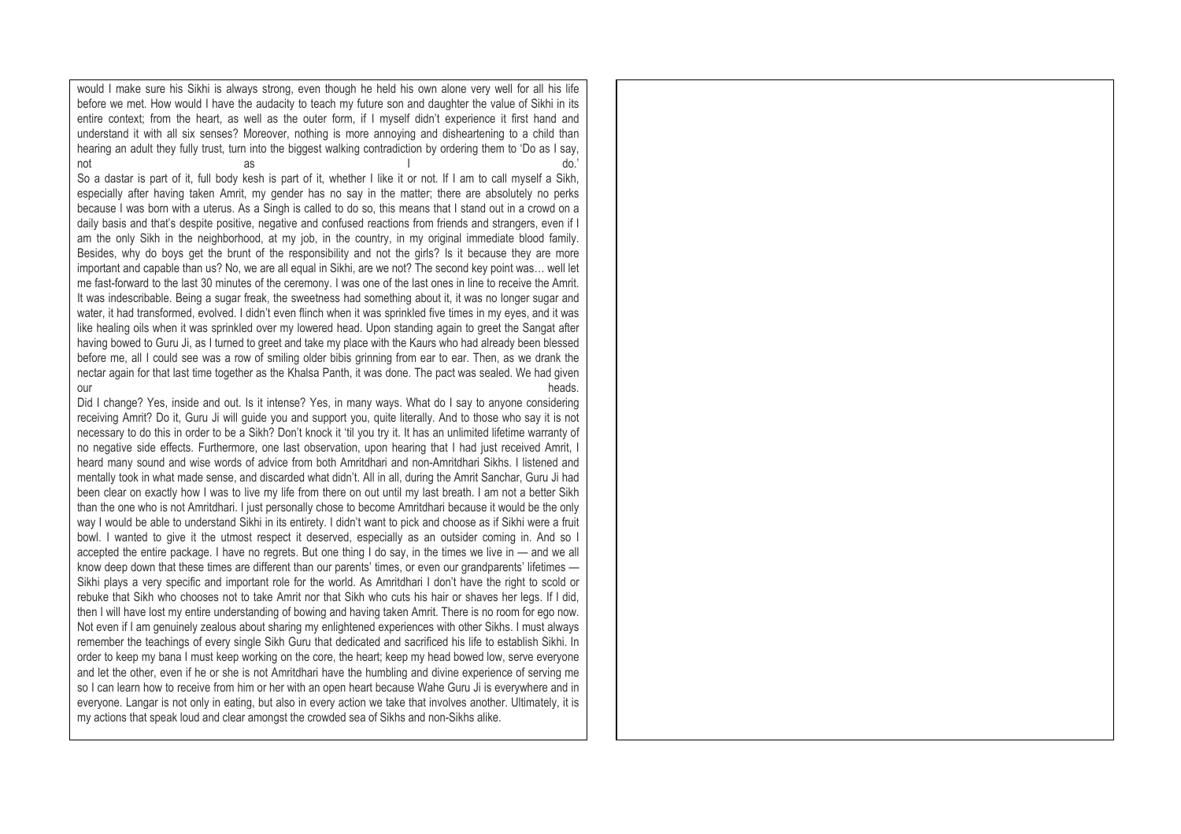would I make sure his Sikhi is always strong, even though he held his own alone very well for all his life before we met. How would I have the audacity to teach my future son and daughter the value of Sikhi in its entire context; from the heart, as well as the outer form, if I myself didn't experience it first hand and understand it with all six senses? Moreover, nothing is more annoying and disheartening to a child than hearing an adult they fully trust, turn into the biggest walking contradiction by ordering them to 'Do as I say, not as I do.'

So a dastar is part of it, full body kesh is part of it, whether I like it or not. If I am to call myself a Sikh, especially after having taken Amrit, my gender has no say in the matter; there are absolutely no perks because I was born with a uterus. As a Singh is called to do so, this means that I stand out in a crowd on a daily basis and that's despite positive, negative and confused reactions from friends and strangers, even if I am the only Sikh in the neighborhood, at my job, in the country, in my original immediate blood family. Besides, why do boys get the brunt of the responsibility and not the girls? Is it because they are more important and capable than us? No, we are all equal in Sikhi, are we not? The second key point was… well let me fast-forward to the last 30 minutes of the ceremony. I was one of the last ones in line to receive the Amrit. It was indescribable. Being a sugar freak, the sweetness had something about it, it was no longer sugar and water, it had transformed, evolved. I didn't even flinch when it was sprinkled five times in my eyes, and it was like healing oils when it was sprinkled over my lowered head. Upon standing again to greet the Sangat after having bowed to Guru Ji, as I turned to greet and take my place with the Kaurs who had already been blessed before me, all I could see was a row of smiling older bibis grinning from ear to ear. Then, as we drank the nectar again for that last time together as the Khalsa Panth, it was done. The pact was sealed. We had given our heads.

Did I change? Yes, inside and out. Is it intense? Yes, in many ways. What do I say to anyone considering receiving Amrit? Do it, Guru Ji will guide you and support you, quite literally. And to those who say it is not necessary to do this in order to be a Sikh? Don't knock it 'til you try it. It has an unlimited lifetime warranty of no negative side effects. Furthermore, one last observation, upon hearing that I had just received Amrit, I heard many sound and wise words of advice from both Amritdhari and non-Amritdhari Sikhs. I listened and mentally took in what made sense, and discarded what didn't. All in all, during the Amrit Sanchar, Guru Ji had been clear on exactly how I was to live my life from there on out until my last breath. I am not a better Sikh than the one who is not Amritdhari. I just personally chose to become Amritdhari because it would be the only way I would be able to understand Sikhi in its entirety. I didn't want to pick and choose as if Sikhi were a fruit bowl. I wanted to give it the utmost respect it deserved, especially as an outsider coming in. And so I accepted the entire package. I have no regrets. But one thing I do say, in the times we live in — and we all know deep down that these times are different than our parents' times, or even our grandparents' lifetimes — Sikhi plays a very specific and important role for the world. As Amritdhari I don't have the right to scold or rebuke that Sikh who chooses not to take Amrit nor that Sikh who cuts his hair or shaves her legs. If I did, then I will have lost my entire understanding of bowing and having taken Amrit. There is no room for ego now. Not even if I am genuinely zealous about sharing my enlightened experiences with other Sikhs. I must always remember the teachings of every single Sikh Guru that dedicated and sacrificed his life to establish Sikhi. In order to keep my bana I must keep working on the core, the heart; keep my head bowed low, serve everyone and let the other, even if he or she is not Amritdhari have the humbling and divine experience of serving me so I can learn how to receive from him or her with an open heart because Wahe Guru Ji is everywhere and in everyone. Langar is not only in eating, but also in every action we take that involves another. Ultimately, it is my actions that speak loud and clear amongst the crowded sea of Sikhs and non-Sikhs alike.